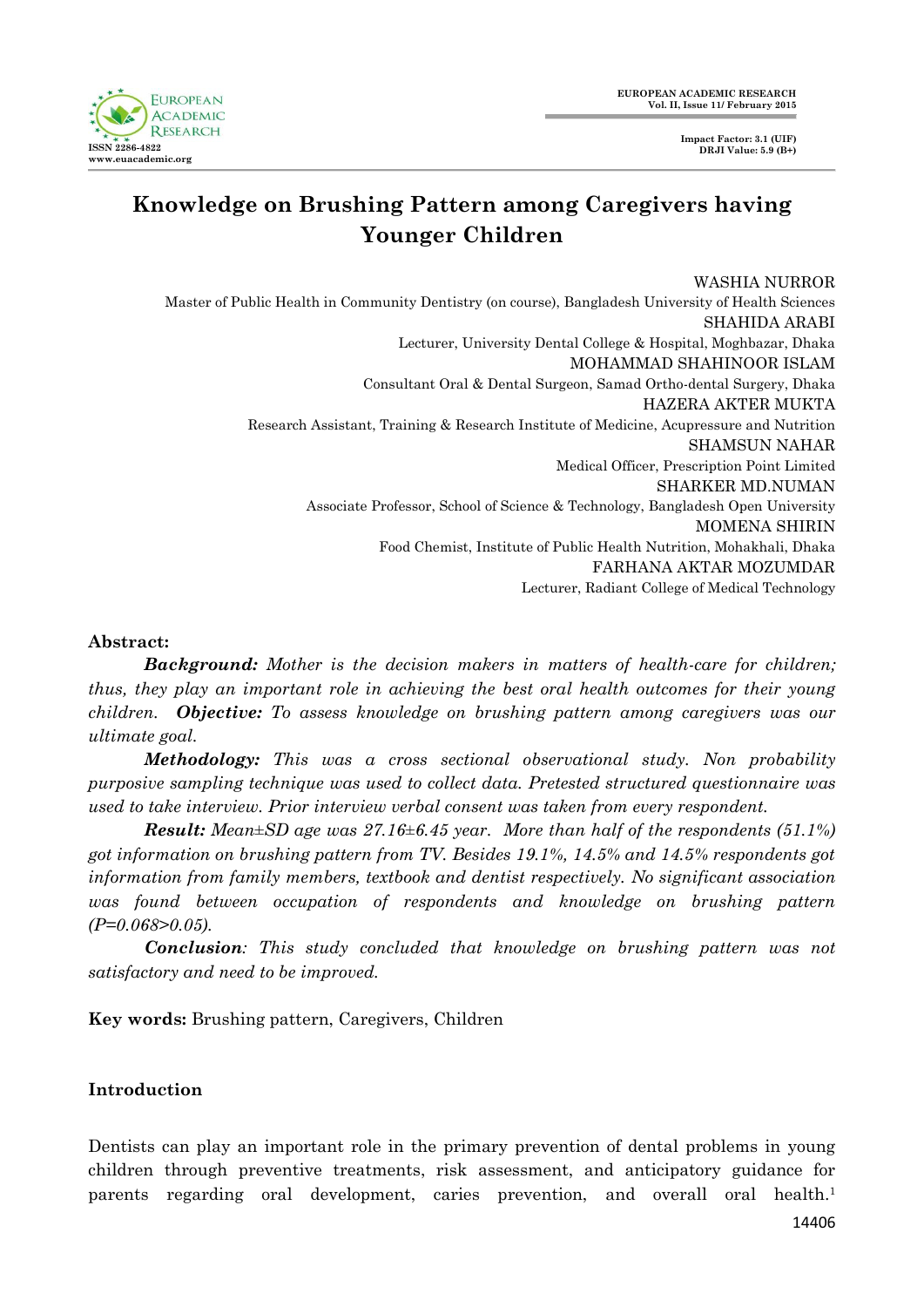# Knowledge on Brushing Pattern among Caregivers having Younger Children

WASHIA NURROR
Master of Public Health in Community Dentistry (on course), Bangladesh University of Health Sciences
SHAHIDA ARABI
Lecturer, University Dental College & Hospital, Moghbazar, Dhaka
MOHAMMAD SHAHINOOR ISLAM
Consultant Oral & Dental Surgeon, Samad Ortho-dental Surgery, Dhaka
HAZERA AKTER MUKTA
Research Assistant, Training & Research Institute of Medicine, Acupressure and Nutrition
SHAMSUN NAHAR
Medical Officer, Prescription Point Limited
SHARKER MD.NUMAN
Associate Professor, School of Science & Technology, Bangladesh Open University
MOMENA SHIRIN
Food Chemist, Institute of Public Health Nutrition, Mohakhali, Dhaka
FARHANA AKTAR MOZUMDAR
Lecturer, Radiant College of Medical Technology

**Abstract:**

***Background:*** *Mother is the decision makers in matters of health-care for children; thus, they play an important role in achieving the best oral health outcomes for their young children.* ***Objective:*** *To assess knowledge on brushing pattern among caregivers was our ultimate goal.*

***Methodology:*** *This was a cross sectional observational study. Non probability purposive sampling technique was used to collect data. Pretested structured questionnaire was used to take interview. Prior interview verbal consent was taken from every respondent.*

***Result:*** *Mean±SD age was 27.16±6.45 year. More than half of the respondents (51.1%) got information on brushing pattern from TV. Besides 19.1%, 14.5% and 14.5% respondents got information from family members, textbook and dentist respectively. No significant association was found between occupation of respondents and knowledge on brushing pattern (P=0.068>0.05).*

***Conclusion****: This study concluded that knowledge on brushing pattern was not satisfactory and need to be improved.*

**Key words:** Brushing pattern, Caregivers, Children

## Introduction

Dentists can play an important role in the primary prevention of dental problems in young children through preventive treatments, risk assessment, and anticipatory guidance for parents regarding oral development, caries prevention, and overall oral health.[1]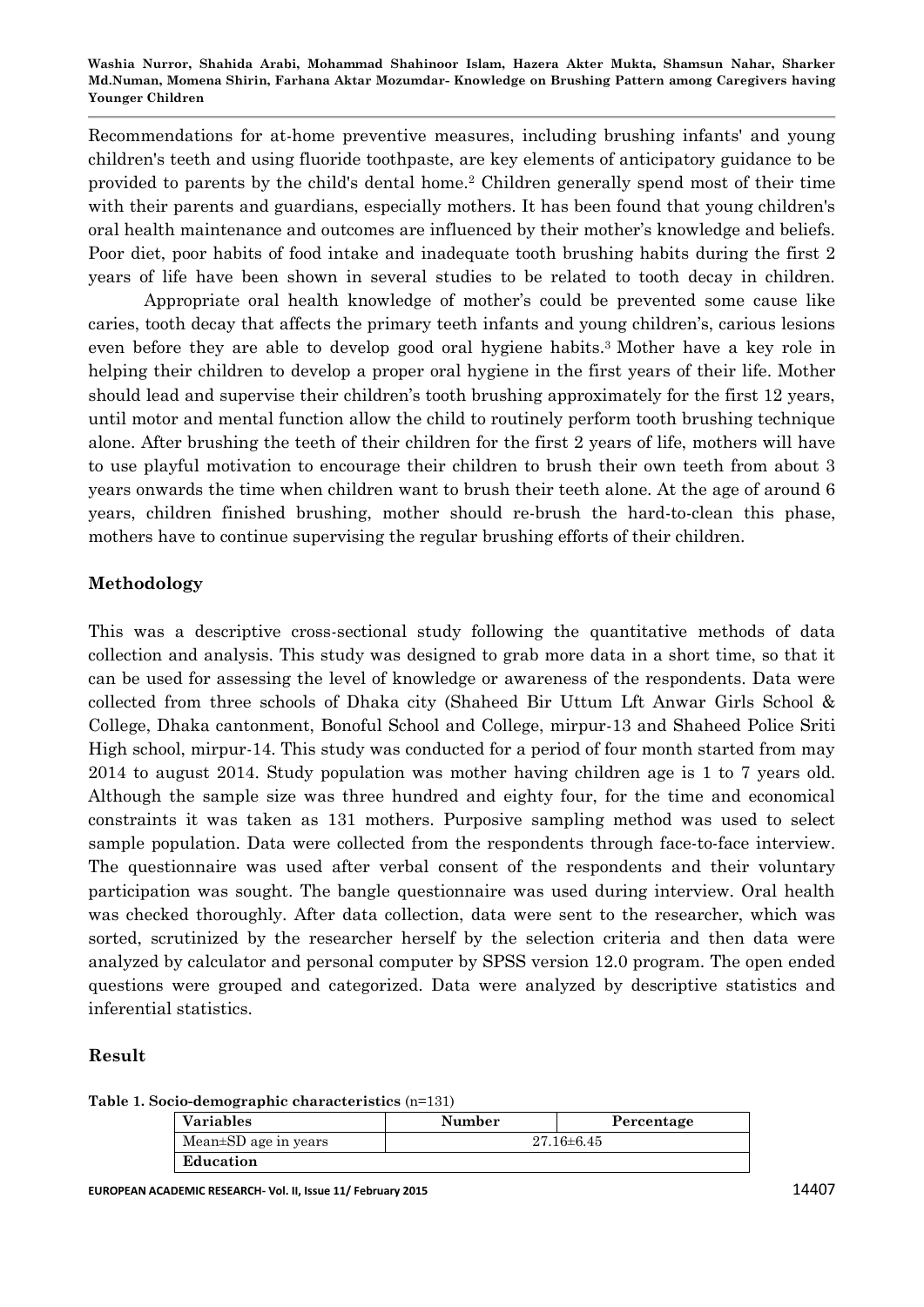Recommendations for at-home preventive measures, including brushing infants' and young children's teeth and using fluoride toothpaste, are key elements of anticipatory guidance to be provided to parents by the child's dental home.[2] Children generally spend most of their time with their parents and guardians, especially mothers. It has been found that young children's oral health maintenance and outcomes are influenced by their mother's knowledge and beliefs. Poor diet, poor habits of food intake and inadequate tooth brushing habits during the first 2 years of life have been shown in several studies to be related to tooth decay in children.

Appropriate oral health knowledge of mother's could be prevented some cause like caries, tooth decay that affects the primary teeth infants and young children's, carious lesions even before they are able to develop good oral hygiene habits.[3] Mother have a key role in helping their children to develop a proper oral hygiene in the first years of their life. Mother should lead and supervise their children's tooth brushing approximately for the first 12 years, until motor and mental function allow the child to routinely perform tooth brushing technique alone. After brushing the teeth of their children for the first 2 years of life, mothers will have to use playful motivation to encourage their children to brush their own teeth from about 3 years onwards the time when children want to brush their teeth alone. At the age of around 6 years, children finished brushing, mother should re-brush the hard-to-clean this phase, mothers have to continue supervising the regular brushing efforts of their children.

## Methodology

This was a descriptive cross-sectional study following the quantitative methods of data collection and analysis. This study was designed to grab more data in a short time, so that it can be used for assessing the level of knowledge or awareness of the respondents. Data were collected from three schools of Dhaka city (Shaheed Bir Uttum Lft Anwar Girls School & College, Dhaka cantonment, Bonoful School and College, mirpur-13 and Shaheed Police Sriti High school, mirpur-14. This study was conducted for a period of four month started from may 2014 to august 2014. Study population was mother having children age is 1 to 7 years old. Although the sample size was three hundred and eighty four, for the time and economical constraints it was taken as 131 mothers. Purposive sampling method was used to select sample population. Data were collected from the respondents through face-to-face interview. The questionnaire was used after verbal consent of the respondents and their voluntary participation was sought. The bangle questionnaire was used during interview. Oral health was checked thoroughly. After data collection, data were sent to the researcher, which was sorted, scrutinized by the researcher herself by the selection criteria and then data were analyzed by calculator and personal computer by SPSS version 12.0 program. The open ended questions were grouped and categorized. Data were analyzed by descriptive statistics and inferential statistics.

## Result

**Table 1. Socio-demographic characteristics** (n=131)

| Variables | Number | Percentage |
|---|---|---|
| Mean±SD age in years | 27.16±6.45 | |
| **Education** | | |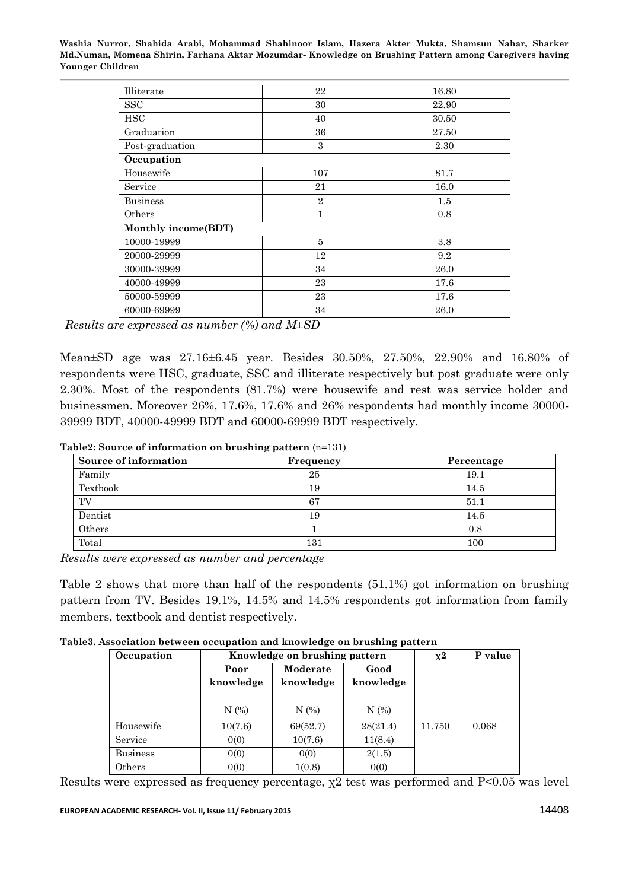| Illiterate | 22 | 16.80 |
|---|---|---|
| SSC | 30 | 22.90 |
| HSC | 40 | 30.50 |
| Graduation | 36 | 27.50 |
| Post-graduation | 3 | 2.30 |
| **Occupation** | | |
| Housewife | 107 | 81.7 |
| Service | 21 | 16.0 |
| Business | 2 | 1.5 |
| Others | 1 | 0.8 |
| **Monthly income(BDT)** | | |
| 10000-19999 | 5 | 3.8 |
| 20000-29999 | 12 | 9.2 |
| 30000-39999 | 34 | 26.0 |
| 40000-49999 | 23 | 17.6 |
| 50000-59999 | 23 | 17.6 |
| 60000-69999 | 34 | 26.0 |

*Results are expressed as number (%) and M±SD*

Mean±SD age was 27.16±6.45 year. Besides 30.50%, 27.50%, 22.90% and 16.80% of respondents were HSC, graduate, SSC and illiterate respectively but post graduate were only 2.30%. Most of the respondents (81.7%) were housewife and rest was service holder and businessmen. Moreover 26%, 17.6%, 17.6% and 26% respondents had monthly income 30000-39999 BDT, 40000-49999 BDT and 60000-69999 BDT respectively.

**Table2: Source of information on brushing pattern** (n=131)

| Source of information | Frequency | Percentage |
|---|---|---|
| Family | 25 | 19.1 |
| Textbook | 19 | 14.5 |
| TV | 67 | 51.1 |
| Dentist | 19 | 14.5 |
| Others | 1 | 0.8 |
| Total | 131 | 100 |

*Results were expressed as number and percentage*

Table 2 shows that more than half of the respondents (51.1%) got information on brushing pattern from TV. Besides 19.1%, 14.5% and 14.5% respondents got information from family members, textbook and dentist respectively.

**Table3. Association between occupation and knowledge on brushing pattern**

| Occupation | Knowledge on brushing pattern | | | $\chi^2$ | P value |
|---|---|---|---|---|---|
| | Poor knowledge | Moderate knowledge | Good knowledge | | |
| | N (%) | N (%) | N (%) | | |
| Housewife | 10(7.6) | 69(52.7) | 28(21.4) | 11.750 | 0.068 |
| Service | 0(0) | 10(7.6) | 11(8.4) | | |
| Business | 0(0) | 0(0) | 2(1.5) | | |
| Others | 0(0) | 1(0.8) | 0(0) | | |

Results were expressed as frequency percentage, $\chi 2$ test was performed and $P<0.05$ was level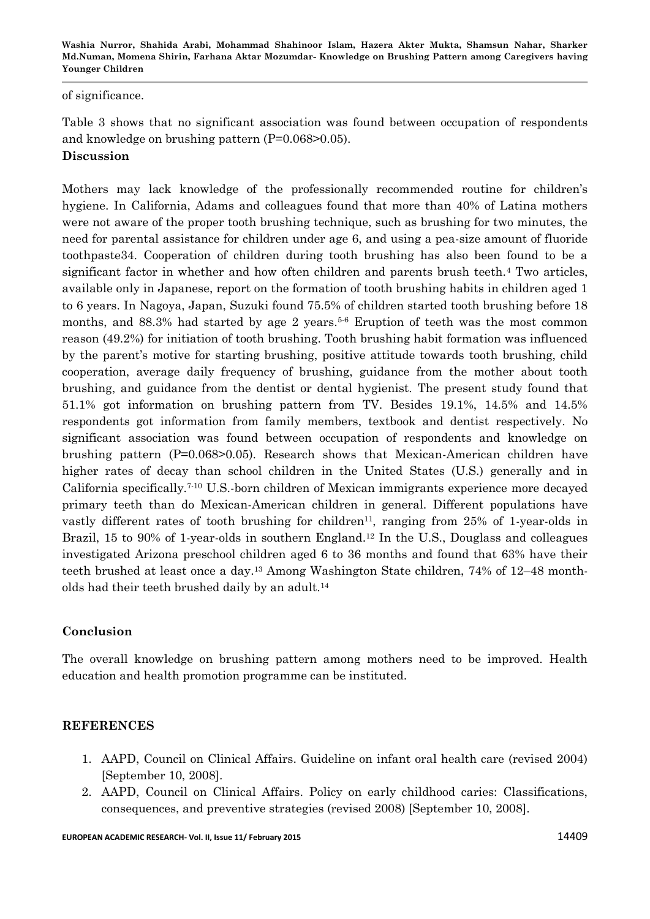of significance.

Table 3 shows that no significant association was found between occupation of respondents and knowledge on brushing pattern (P=0.068>0.05).

**Discussion**

Mothers may lack knowledge of the professionally recommended routine for children's hygiene. In California, Adams and colleagues found that more than 40% of Latina mothers were not aware of the proper tooth brushing technique, such as brushing for two minutes, the need for parental assistance for children under age 6, and using a pea-size amount of fluoride toothpaste34. Cooperation of children during tooth brushing has also been found to be a significant factor in whether and how often children and parents brush teeth.[4] Two articles, available only in Japanese, report on the formation of tooth brushing habits in children aged 1 to 6 years. In Nagoya, Japan, Suzuki found 75.5% of children started tooth brushing before 18 months, and 88.3% had started by age 2 years.[5-6] Eruption of teeth was the most common reason (49.2%) for initiation of tooth brushing. Tooth brushing habit formation was influenced by the parent's motive for starting brushing, positive attitude towards tooth brushing, child cooperation, average daily frequency of brushing, guidance from the mother about tooth brushing, and guidance from the dentist or dental hygienist. The present study found that 51.1% got information on brushing pattern from TV. Besides 19.1%, 14.5% and 14.5% respondents got information from family members, textbook and dentist respectively. No significant association was found between occupation of respondents and knowledge on brushing pattern (P=0.068>0.05). Research shows that Mexican-American children have higher rates of decay than school children in the United States (U.S.) generally and in California specifically.[7-10] U.S.-born children of Mexican immigrants experience more decayed primary teeth than do Mexican-American children in general. Different populations have vastly different rates of tooth brushing for children[11], ranging from 25% of 1-year-olds in Brazil, 15 to 90% of 1-year-olds in southern England.[12] In the U.S., Douglass and colleagues investigated Arizona preschool children aged 6 to 36 months and found that 63% have their teeth brushed at least once a day.[13] Among Washington State children, 74% of 12–48 month-olds had their teeth brushed daily by an adult.[14]

**Conclusion**

The overall knowledge on brushing pattern among mothers need to be improved. Health education and health promotion programme can be instituted.

**REFERENCES**

1. AAPD, Council on Clinical Affairs. Guideline on infant oral health care (revised 2004) [September 10, 2008].
2. AAPD, Council on Clinical Affairs. Policy on early childhood caries: Classifications, consequences, and preventive strategies (revised 2008) [September 10, 2008].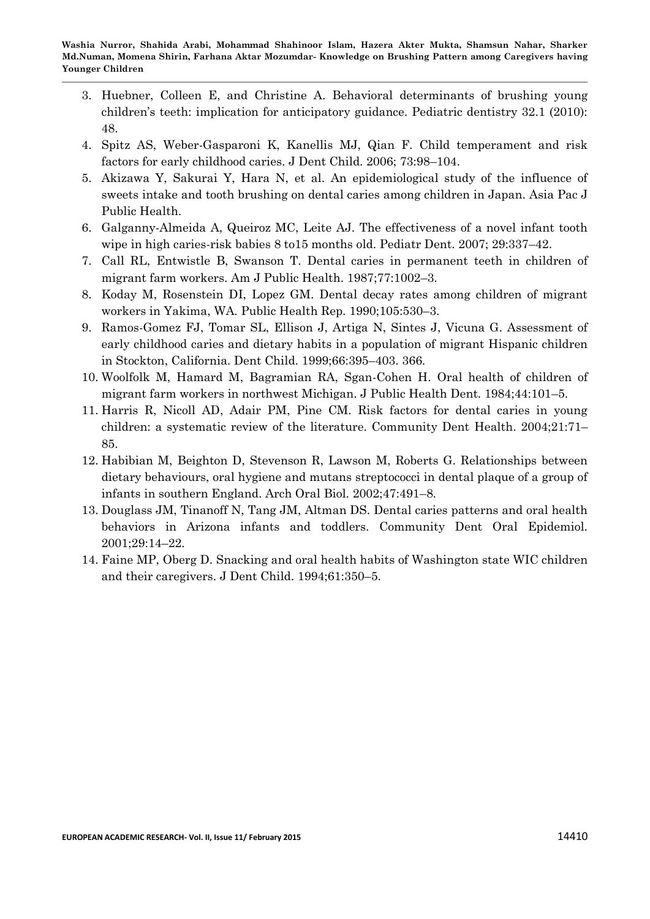3. Huebner, Colleen E, and Christine A. Behavioral determinants of brushing young children's teeth: implication for anticipatory guidance. Pediatric dentistry 32.1 (2010): 48.
4. Spitz AS, Weber-Gasparoni K, Kanellis MJ, Qian F. Child temperament and risk factors for early childhood caries. J Dent Child. 2006; 73:98–104.
5. Akizawa Y, Sakurai Y, Hara N, et al. An epidemiological study of the influence of sweets intake and tooth brushing on dental caries among children in Japan. Asia Pac J Public Health.
6. Galganny-Almeida A, Queiroz MC, Leite AJ. The effectiveness of a novel infant tooth wipe in high caries-risk babies 8 to15 months old. Pediatr Dent. 2007; 29:337–42.
7. Call RL, Entwistle B, Swanson T. Dental caries in permanent teeth in children of migrant farm workers. Am J Public Health. 1987;77:1002–3.
8. Koday M, Rosenstein DI, Lopez GM. Dental decay rates among children of migrant workers in Yakima, WA. Public Health Rep. 1990;105:530–3.
9. Ramos-Gomez FJ, Tomar SL, Ellison J, Artiga N, Sintes J, Vicuna G. Assessment of early childhood caries and dietary habits in a population of migrant Hispanic children in Stockton, California. Dent Child. 1999;66:395–403. 366.
10. Woolfolk M, Hamard M, Bagramian RA, Sgan-Cohen H. Oral health of children of migrant farm workers in northwest Michigan. J Public Health Dent. 1984;44:101–5.
11. Harris R, Nicoll AD, Adair PM, Pine CM. Risk factors for dental caries in young children: a systematic review of the literature. Community Dent Health. 2004;21:71–85.
12. Habibian M, Beighton D, Stevenson R, Lawson M, Roberts G. Relationships between dietary behaviours, oral hygiene and mutans streptococci in dental plaque of a group of infants in southern England. Arch Oral Biol. 2002;47:491–8.
13. Douglass JM, Tinanoff N, Tang JM, Altman DS. Dental caries patterns and oral health behaviors in Arizona infants and toddlers. Community Dent Oral Epidemiol. 2001;29:14–22.
14. Faine MP, Oberg D. Snacking and oral health habits of Washington state WIC children and their caregivers. J Dent Child. 1994;61:350–5.